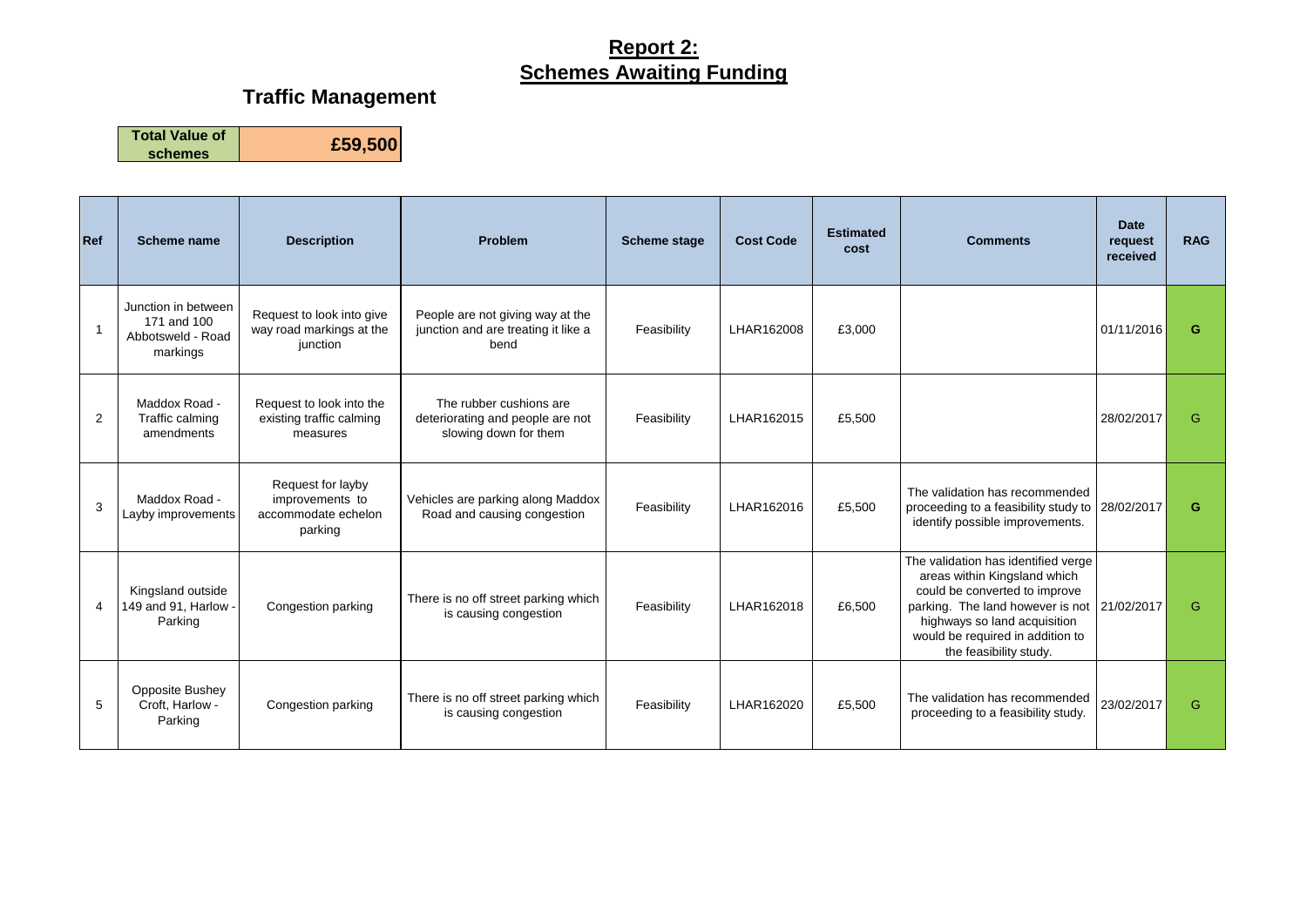# Report 2:
# Schemes Awaiting Funding

## Traffic Management

| Total Value of schemes | £59,500 |
|---|---|

| Ref | Scheme name | Description | Problem | Scheme stage | Cost Code | Estimated cost | Comments | Date request received | RAG |
|---|---|---|---|---|---|---|---|---|---|
| 1 | Junction in between 171 and 100 Abbotsweld - Road markings | Request to look into give way road markings at the junction | People are not giving way at the junction and are treating it like a bend | Feasibility | LHAR162008 | £3,000 | | 01/11/2016 | G |
| 2 | Maddox Road - Traffic calming amendments | Request to look into the existing traffic calming measures | The rubber cushions are deteriorating and people are not slowing down for them | Feasibility | LHAR162015 | £5,500 | | 28/02/2017 | G |
| 3 | Maddox Road - Layby improvements | Request for layby improvements to accommodate echelon parking | Vehicles are parking along Maddox Road and causing congestion | Feasibility | LHAR162016 | £5,500 | The validation has recommended proceeding to a feasibility study to identify possible improvements. | 28/02/2017 | G |
| 4 | Kingsland outside 149 and 91, Harlow - Parking | Congestion parking | There is no off street parking which is causing congestion | Feasibility | LHAR162018 | £6,500 | The validation has identified verge areas within Kingsland which could be converted to improve parking. The land however is not highways so land acquisition would be required in addition to the feasibility study. | 21/02/2017 | G |
| 5 | Opposite Bushey Croft, Harlow - Parking | Congestion parking | There is no off street parking which is causing congestion | Feasibility | LHAR162020 | £5,500 | The validation has recommended proceeding to a feasibility study. | 23/02/2017 | G |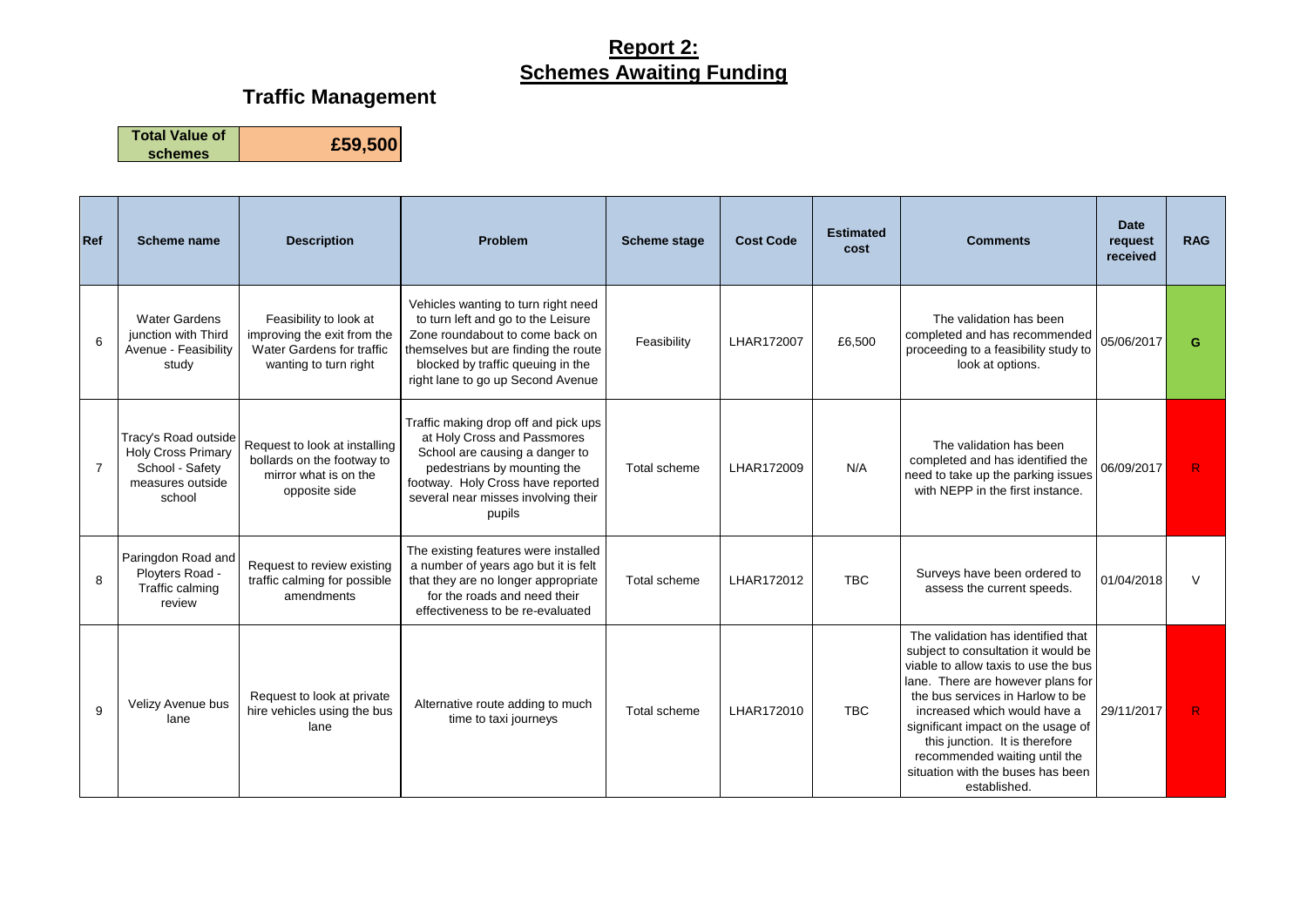# Report 2:
# Schemes Awaiting Funding

## Traffic Management

| Total Value of schemes | £59,500 |
|---|---|

| Ref | Scheme name | Description | Problem | Scheme stage | Cost Code | Estimated cost | Comments | Date request received | RAG |
|---|---|---|---|---|---|---|---|---|---|
| 6 | Water Gardens junction with Third Avenue - Feasibility study | Feasibility to look at improving the exit from the Water Gardens for traffic wanting to turn right | Vehicles wanting to turn right need to turn left and go to the Leisure Zone roundabout to come back on themselves but are finding the route blocked by traffic queuing in the right lane to go up Second Avenue | Feasibility | LHAR172007 | £6,500 | The validation has been completed and has recommended proceeding to a feasibility study to look at options. | 05/06/2017 | G |
| 7 | Tracy's Road outside Holy Cross Primary School - Safety measures outside school | Request to look at installing bollards on the footway to mirror what is on the opposite side | Traffic making drop off and pick ups at Holy Cross and Passmores School are causing a danger to pedestrians by mounting the footway. Holy Cross have reported several near misses involving their pupils | Total scheme | LHAR172009 | N/A | The validation has been completed and has identified the need to take up the parking issues with NEPP in the first instance. | 06/09/2017 | R |
| 8 | Paringdon Road and Ployters Road - Traffic calming review | Request to review existing traffic calming for possible amendments | The existing features were installed a number of years ago but it is felt that they are no longer appropriate for the roads and need their effectiveness to be re-evaluated | Total scheme | LHAR172012 | TBC | Surveys have been ordered to assess the current speeds. | 01/04/2018 | V |
| 9 | Velizy Avenue bus lane | Request to look at private hire vehicles using the bus lane | Alternative route adding to much time to taxi journeys | Total scheme | LHAR172010 | TBC | The validation has identified that subject to consultation it would be viable to allow taxis to use the bus lane. There are however plans for the bus services in Harlow to be increased which would have a significant impact on the usage of this junction. It is therefore recommended waiting until the situation with the buses has been established. | 29/11/2017 | R |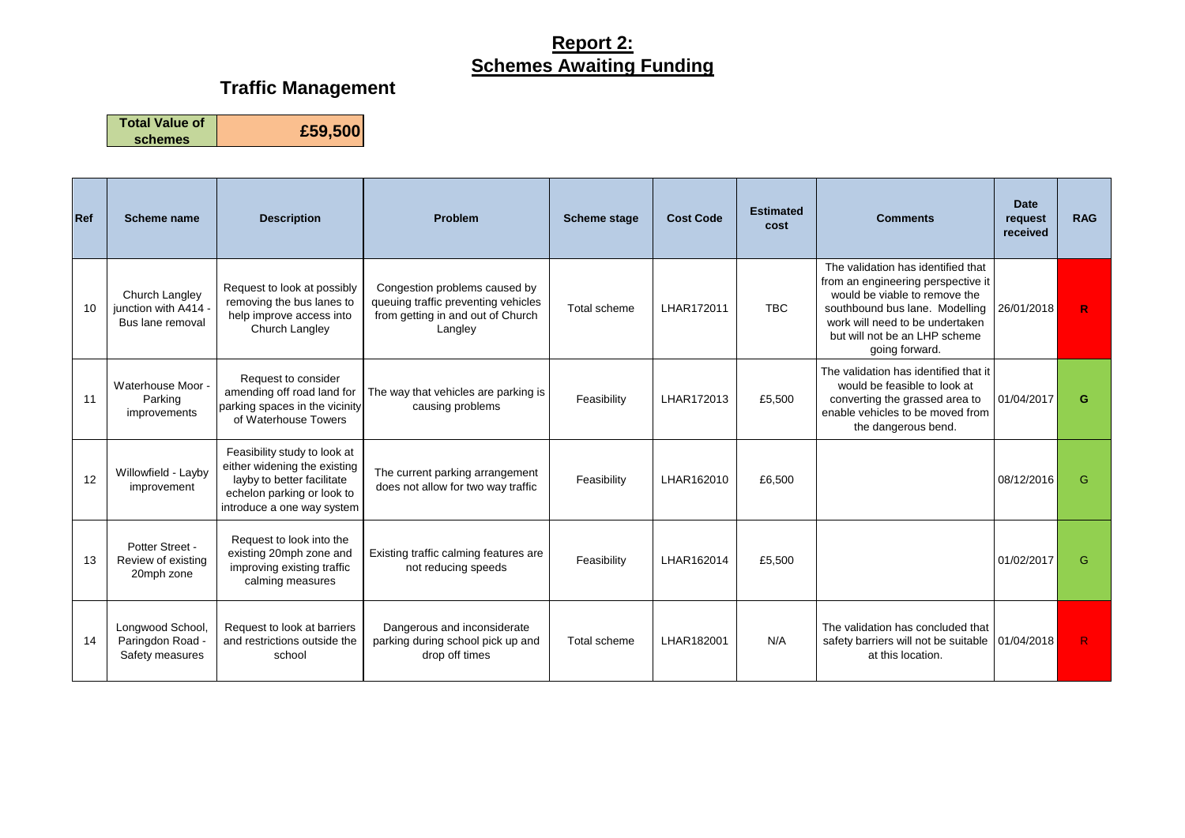# **Report 2:**
# **Schemes Awaiting Funding**

## Traffic Management

| Total Value of schemes | £59,500 |
|---|---|

| Ref | Scheme name | Description | Problem | Scheme stage | Cost Code | Estimated cost | Comments | Date request received | RAG |
|---|---|---|---|---|---|---|---|---|---|
| 10 | Church Langley junction with A414 - Bus lane removal | Request to look at possibly removing the bus lanes to help improve access into Church Langley | Congestion problems caused by queuing traffic preventing vehicles from getting in and out of Church Langley | Total scheme | LHAR172011 | TBC | The validation has identified that from an engineering perspective it would be viable to remove the southbound bus lane. Modelling work will need to be undertaken but will not be an LHP scheme going forward. | 26/01/2018 | R |
| 11 | Waterhouse Moor - Parking improvements | Request to consider amending off road land for parking spaces in the vicinity of Waterhouse Towers | The way that vehicles are parking is causing problems | Feasibility | LHAR172013 | £5,500 | The validation has identified that it would be feasible to look at converting the grassed area to enable vehicles to be moved from the dangerous bend. | 01/04/2017 | G |
| 12 | Willowfield - Layby improvement | Feasibility study to look at either widening the existing layby to better facilitate echelon parking or look to introduce a one way system | The current parking arrangement does not allow for two way traffic | Feasibility | LHAR162010 | £6,500 | | 08/12/2016 | G |
| 13 | Potter Street - Review of existing 20mph zone | Request to look into the existing 20mph zone and improving existing traffic calming measures | Existing traffic calming features are not reducing speeds | Feasibility | LHAR162014 | £5,500 | | 01/02/2017 | G |
| 14 | Longwood School, Paringdon Road - Safety measures | Request to look at barriers and restrictions outside the school | Dangerous and inconsiderate parking during school pick up and drop off times | Total scheme | LHAR182001 | N/A | The validation has concluded that safety barriers will not be suitable at this location. | 01/04/2018 | R |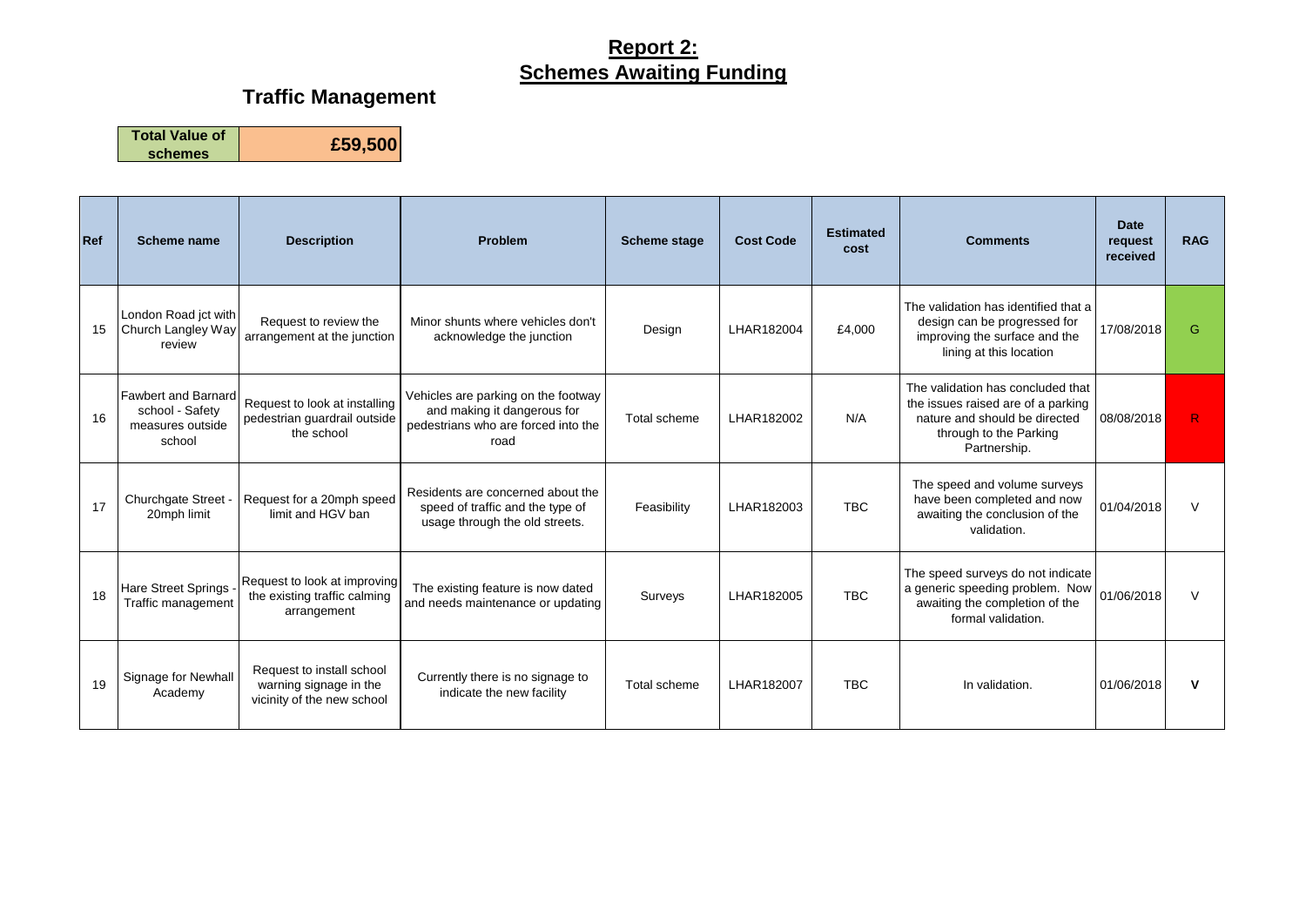# Report 2:
# Schemes Awaiting Funding

## Traffic Management

| Total Value of schemes | £59,500 |
|---|---|

| Ref | Scheme name | Description | Problem | Scheme stage | Cost Code | Estimated cost | Comments | Date request received | RAG |
|---|---|---|---|---|---|---|---|---|---|
| 15 | London Road jct with Church Langley Way review | Request to review the arrangement at the junction | Minor shunts where vehicles don't acknowledge the junction | Design | LHAR182004 | £4,000 | The validation has identified that a design can be progressed for improving the surface and the lining at this location | 17/08/2018 | G |
| 16 | Fawbert and Barnard school - Safety measures outside school | Request to look at installing pedestrian guardrail outside the school | Vehicles are parking on the footway and making it dangerous for pedestrians who are forced into the road | Total scheme | LHAR182002 | N/A | The validation has concluded that the issues raised are of a parking nature and should be directed through to the Parking Partnership. | 08/08/2018 | R |
| 17 | Churchgate Street - 20mph limit | Request for a 20mph speed limit and HGV ban | Residents are concerned about the speed of traffic and the type of usage through the old streets. | Feasibility | LHAR182003 | TBC | The speed and volume surveys have been completed and now awaiting the conclusion of the validation. | 01/04/2018 | V |
| 18 | Hare Street Springs - Traffic management | Request to look at improving the existing traffic calming arrangement | The existing feature is now dated and needs maintenance or updating | Surveys | LHAR182005 | TBC | The speed surveys do not indicate a generic speeding problem. Now awaiting the completion of the formal validation. | 01/06/2018 | V |
| 19 | Signage for Newhall Academy | Request to install school warning signage in the vicinity of the new school | Currently there is no signage to indicate the new facility | Total scheme | LHAR182007 | TBC | In validation. | 01/06/2018 | **V** |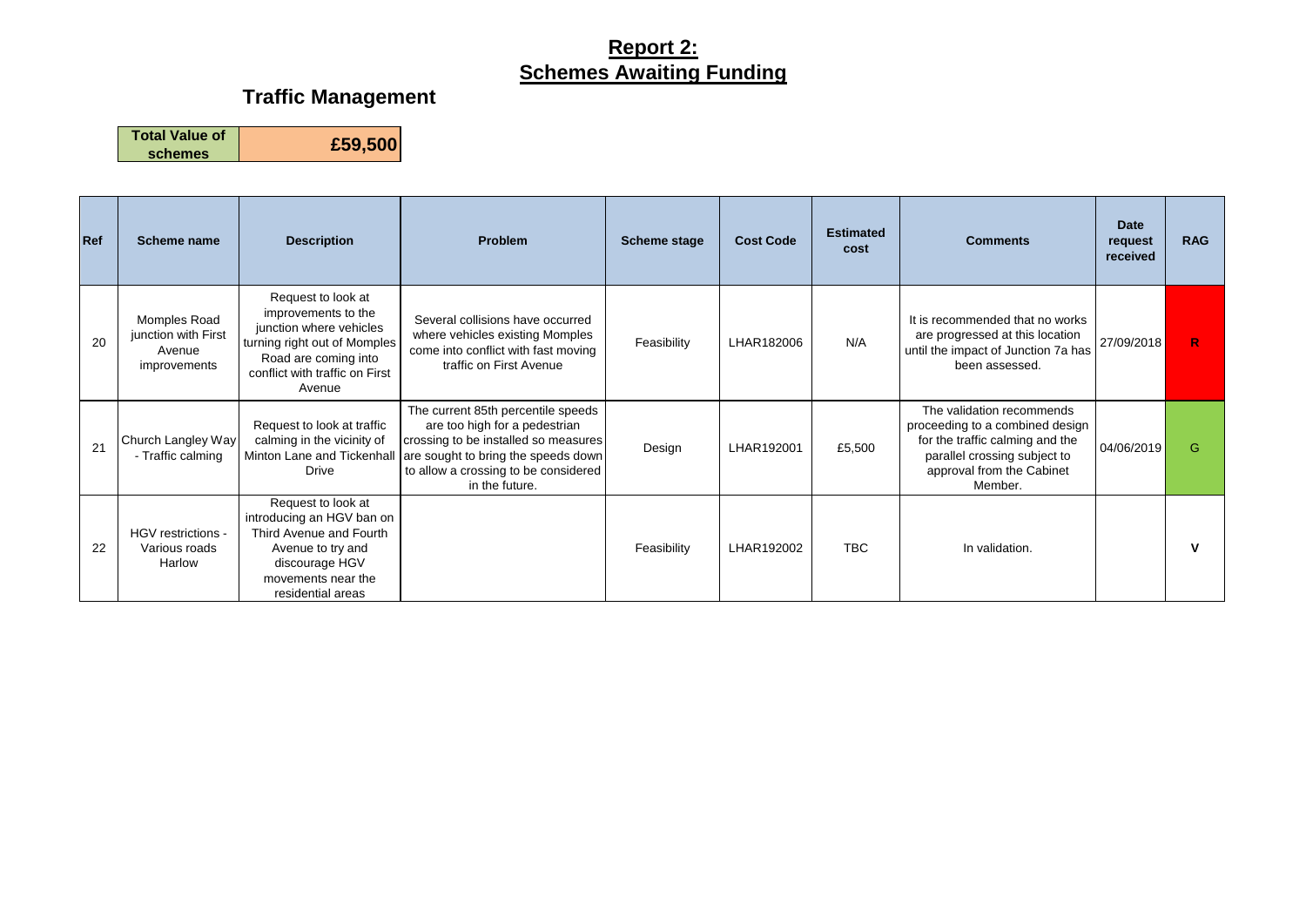# **Report 2:**
# **Schemes Awaiting Funding**

## Traffic Management

| Total Value of schemes | £59,500 |
|---|---|

| Ref | Scheme name | Description | Problem | Scheme stage | Cost Code | Estimated cost | Comments | Date request received | RAG |
|---|---|---|---|---|---|---|---|---|---|
| 20 | Momples Road junction with First Avenue improvements | Request to look at improvements to the junction where vehicles turning right out of Momples Road are coming into conflict with traffic on First Avenue | Several collisions have occurred where vehicles existing Momples come into conflict with fast moving traffic on First Avenue | Feasibility | LHAR182006 | N/A | It is recommended that no works are progressed at this location until the impact of Junction 7a has been assessed. | 27/09/2018 | R |
| 21 | Church Langley Way - Traffic calming | Request to look at traffic calming in the vicinity of Minton Lane and Tickenhall Drive | The current 85th percentile speeds are too high for a pedestrian crossing to be installed so measures are sought to bring the speeds down to allow a crossing to be considered in the future. | Design | LHAR192001 | £5,500 | The validation recommends proceeding to a combined design for the traffic calming and the parallel crossing subject to approval from the Cabinet Member. | 04/06/2019 | G |
| 22 | HGV restrictions - Various roads Harlow | Request to look at introducing an HGV ban on Third Avenue and Fourth Avenue to try and discourage HGV movements near the residential areas | | Feasibility | LHAR192002 | TBC | In validation. | | V |